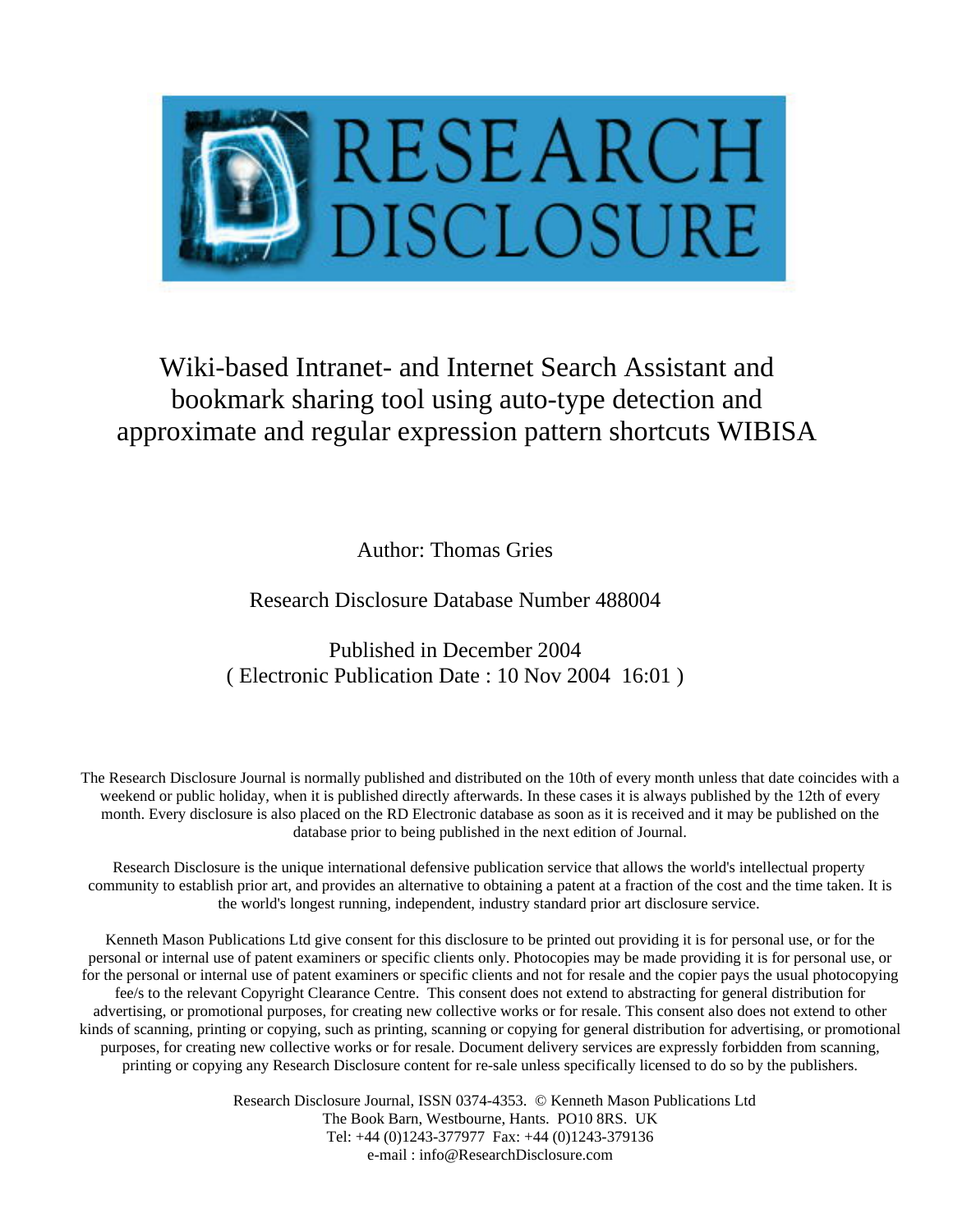# Wiki-based Intranet- and Internet Search Assistant and bookmark sharing tool using auto-type detection and approximate and regular expression pattern shortcuts WIBISA

Author: Thomas Gries

Research Disclosure Database Number 488004

Published in December 2004
( Electronic Publication Date : 10 Nov 2004 16:01 )

The Research Disclosure Journal is normally published and distributed on the 10th of every month unless that date coincides with a weekend or public holiday, when it is published directly afterwards. In these cases it is always published by the 12th of every month. Every disclosure is also placed on the RD Electronic database as soon as it is received and it may be published on the database prior to being published in the next edition of Journal.

Research Disclosure is the unique international defensive publication service that allows the world's intellectual property community to establish prior art, and provides an alternative to obtaining a patent at a fraction of the cost and the time taken. It is the world's longest running, independent, industry standard prior art disclosure service.

Kenneth Mason Publications Ltd give consent for this disclosure to be printed out providing it is for personal use, or for the personal or internal use of patent examiners or specific clients only. Photocopies may be made providing it is for personal use, or for the personal or internal use of patent examiners or specific clients and not for resale and the copier pays the usual photocopying fee/s to the relevant Copyright Clearance Centre. This consent does not extend to abstracting for general distribution for advertising, or promotional purposes, for creating new collective works or for resale. This consent also does not extend to other kinds of scanning, printing or copying, such as printing, scanning or copying for general distribution for advertising, or promotional purposes, for creating new collective works or for resale. Document delivery services are expressly forbidden from scanning, printing or copying any Research Disclosure content for re-sale unless specifically licensed to do so by the publishers.

Research Disclosure Journal, ISSN 0374-4353. © Kenneth Mason Publications Ltd
The Book Barn, Westbourne, Hants. PO10 8RS. UK
Tel: +44 (0)1243-377977 Fax: +44 (0)1243-379136
e-mail : info@ResearchDisclosure.com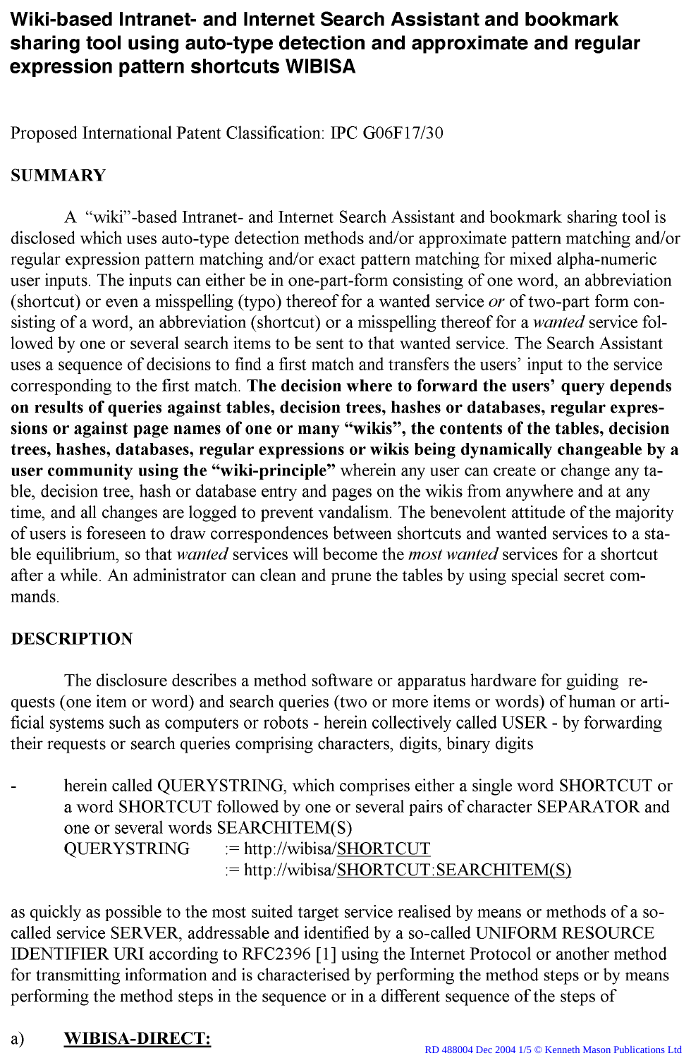# Wiki-based Intranet- and Internet Search Assistant and bookmark sharing tool using auto-type detection and approximate and regular expression pattern shortcuts WIBISA

Proposed International Patent Classification: IPC G06F17/30

## SUMMARY

A "wiki"-based Intranet- and Internet Search Assistant and bookmark sharing tool is disclosed which uses auto-type detection methods and/or approximate pattern matching and/or regular expression pattern matching and/or exact pattern matching for mixed alpha-numeric user inputs. The inputs can either be in one-part-form consisting of one word, an abbreviation (shortcut) or even a misspelling (typo) thereof for a wanted service *or* of two-part form consisting of a word, an abbreviation (shortcut) or a misspelling thereof for a *wanted* service followed by one or several search items to be sent to that wanted service. The Search Assistant uses a sequence of decisions to find a first match and transfers the users' input to the service corresponding to the first match. **The decision where to forward the users' query depends on results of queries against tables, decision trees, hashes or databases, regular expressions or against page names of one or many "wikis", the contents of the tables, decision trees, hashes, databases, regular expressions or wikis being dynamically changeable by a user community using the "wiki-principle"** wherein any user can create or change any table, decision tree, hash or database entry and pages on the wikis from anywhere and at any time, and all changes are logged to prevent vandalism. The benevolent attitude of the majority of users is foreseen to draw correspondences between shortcuts and wanted services to a stable equilibrium, so that *wanted* services will become the *most wanted* services for a shortcut after a while. An administrator can clean and prune the tables by using special secret commands.

## DESCRIPTION

The disclosure describes a method software or apparatus hardware for guiding requests (one item or word) and search queries (two or more items or words) of human or artificial systems such as computers or robots - herein collectively called USER - by forwarding their requests or search queries comprising characters, digits, binary digits

- herein called QUERYSTRING, which comprises either a single word SHORTCUT or a word SHORTCUT followed by one or several pairs of character SEPARATOR and one or several words SEARCHITEM(S)
  QUERYSTRING := http://wibisa/<u>SHORTCUT</u>
  := http://wibisa/<u>SHORTCUT:SEARCHITEM(S)</u>

as quickly as possible to the most suited target service realised by means or methods of a so-called service SERVER, addressable and identified by a so-called UNIFORM RESOURCE IDENTIFIER URI according to RFC2396 [1] using the Internet Protocol or another method for transmitting information and is characterised by performing the method steps or by means performing the method steps in the sequence or in a different sequence of the steps of

a) **<u>WIBISA-DIRECT:</u>**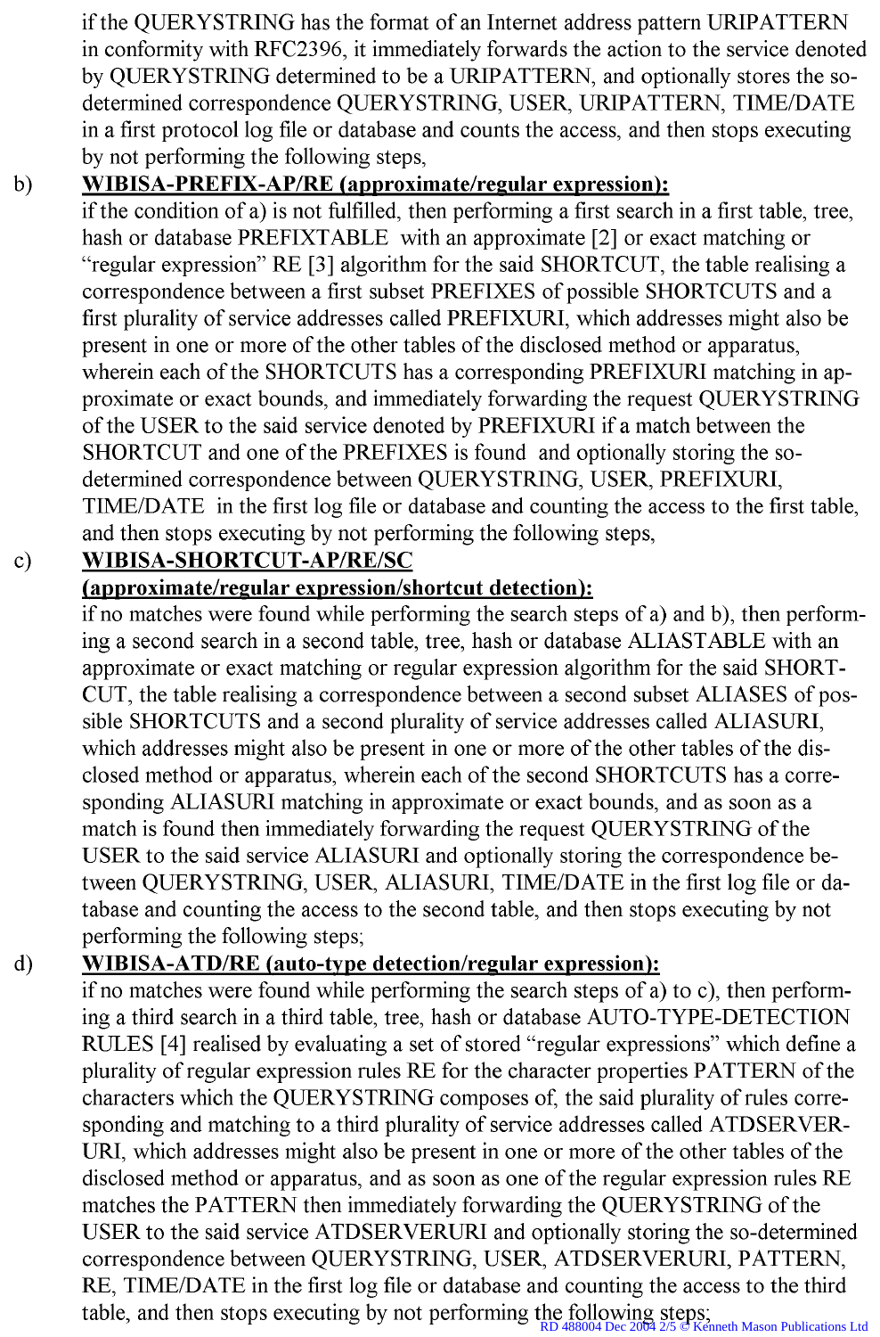if the QUERYSTRING has the format of an Internet address pattern URIPATTERN in conformity with RFC2396, it immediately forwards the action to the service denoted by QUERYSTRING determined to be a URIPATTERN, and optionally stores the so-determined correspondence QUERYSTRING, USER, URIPATTERN, TIME/DATE in a first protocol log file or database and counts the access, and then stops executing by not performing the following steps,

b) **WIBISA-PREFIX-AP/RE (approximate/regular expression):**
if the condition of a) is not fulfilled, then performing a first search in a first table, tree, hash or database PREFIXTABLE with an approximate [2] or exact matching or "regular expression" RE [3] algorithm for the said SHORTCUT, the table realising a correspondence between a first subset PREFIXES of possible SHORTCUTS and a first plurality of service addresses called PREFIXURI, which addresses might also be present in one or more of the other tables of the disclosed method or apparatus, wherein each of the SHORTCUTS has a corresponding PREFIXURI matching in approximate or exact bounds, and immediately forwarding the request QUERYSTRING of the USER to the said service denoted by PREFIXURI if a match between the SHORTCUT and one of the PREFIXES is found and optionally storing the so-determined correspondence between QUERYSTRING, USER, PREFIXURI, TIME/DATE in the first log file or database and counting the access to the first table, and then stops executing by not performing the following steps,

c) **WIBISA-SHORTCUT-AP/RE/SC (approximate/regular expression/shortcut detection):**
if no matches were found while performing the search steps of a) and b), then performing a second search in a second table, tree, hash or database ALIASTABLE with an approximate or exact matching or regular expression algorithm for the said SHORTCUT, the table realising a correspondence between a second subset ALIASES of possible SHORTCUTS and a second plurality of service addresses called ALIASURI, which addresses might also be present in one or more of the other tables of the disclosed method or apparatus, wherein each of the second SHORTCUTS has a corresponding ALIASURI matching in approximate or exact bounds, and as soon as a match is found then immediately forwarding the request QUERYSTRING of the USER to the said service ALIASURI and optionally storing the correspondence between QUERYSTRING, USER, ALIASURI, TIME/DATE in the first log file or database and counting the access to the second table, and then stops executing by not performing the following steps;

d) **WIBISA-ATD/RE (auto-type detection/regular expression):**
if no matches were found while performing the search steps of a) to c), then performing a third search in a third table, tree, hash or database AUTO-TYPE-DETECTION RULES [4] realised by evaluating a set of stored "regular expressions" which define a plurality of regular expression rules RE for the character properties PATTERN of the characters which the QUERYSTRING composes of, the said plurality of rules corresponding and matching to a third plurality of service addresses called ATDSERVERURI, which addresses might also be present in one or more of the other tables of the disclosed method or apparatus, and as soon as one of the regular expression rules RE matches the PATTERN then immediately forwarding the QUERYSTRING of the USER to the said service ATDSERVERURI and optionally storing the so-determined correspondence between QUERYSTRING, USER, ATDSERVERURI, PATTERN, RE, TIME/DATE in the first log file or database and counting the access to the third table, and then stops executing by not performing the following steps;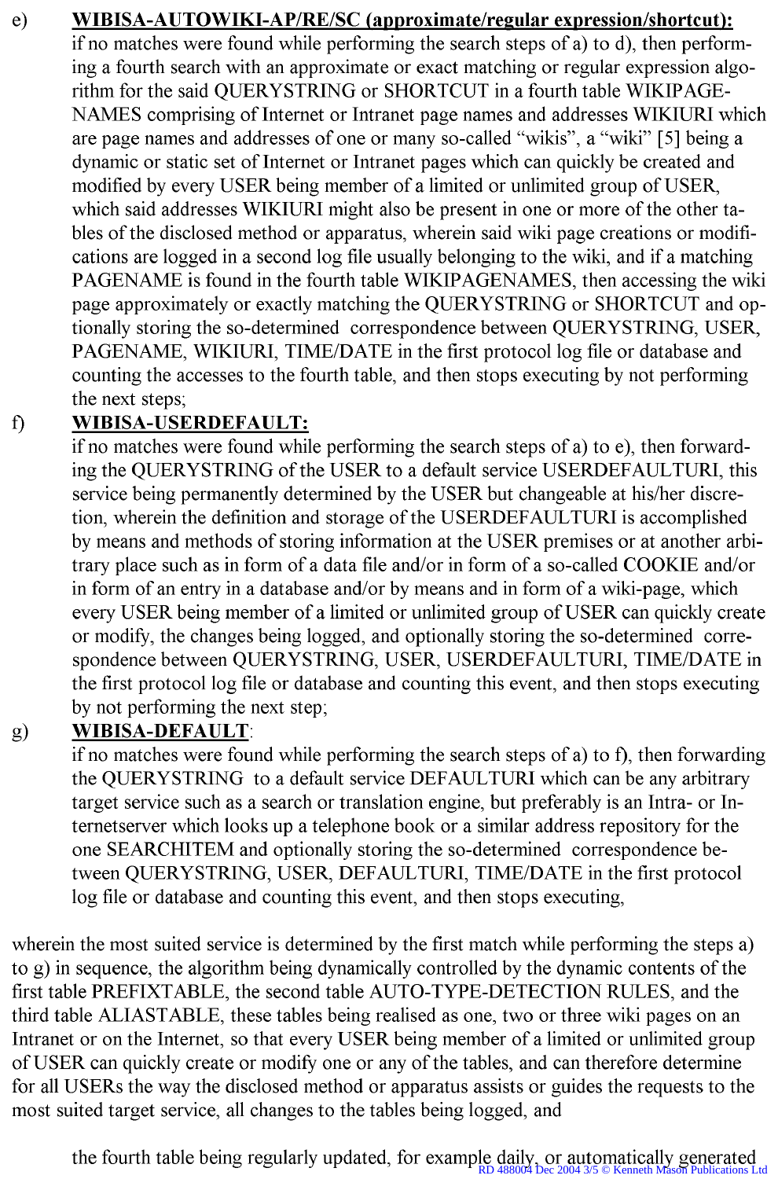e) **WIBISA-AUTOWIKI-AP/RE/SC (approximate/regular expression/shortcut):** if no matches were found while performing the search steps of a) to d), then performing a fourth search with an approximate or exact matching or regular expression algorithm for the said QUERYSTRING or SHORTCUT in a fourth table WIKIPAGENAMES comprising of Internet or Intranet page names and addresses WIKIURI which are page names and addresses of one or many so-called “wikis”, a “wiki” [5] being a dynamic or static set of Internet or Intranet pages which can quickly be created and modified by every USER being member of a limited or unlimited group of USER, which said addresses WIKIURI might also be present in one or more of the other tables of the disclosed method or apparatus, wherein said wiki page creations or modifications are logged in a second log file usually belonging to the wiki, and if a matching PAGENAME is found in the fourth table WIKIPAGENAMES, then accessing the wiki page approximately or exactly matching the QUERYSTRING or SHORTCUT and optionally storing the so-determined correspondence between QUERYSTRING, USER, PAGENAME, WIKIURI, TIME/DATE in the first protocol log file or database and counting the accesses to the fourth table, and then stops executing by not performing the next steps;

f) **WIBISA-USERDEFAULT:** if no matches were found while performing the search steps of a) to e), then forwarding the QUERYSTRING of the USER to a default service USERDEFAULTURI, this service being permanently determined by the USER but changeable at his/her discretion, wherein the definition and storage of the USERDEFAULTURI is accomplished by means and methods of storing information at the USER premises or at another arbitrary place such as in form of a data file and/or in form of a so-called COOKIE and/or in form of an entry in a database and/or by means and in form of a wiki-page, which every USER being member of a limited or unlimited group of USER can quickly create or modify, the changes being logged, and optionally storing the so-determined correspondence between QUERYSTRING, USER, USERDEFAULTURI, TIME/DATE in the first protocol log file or database and counting this event, and then stops executing by not performing the next step;

g) **WIBISA-DEFAULT**: if no matches were found while performing the search steps of a) to f), then forwarding the QUERYSTRING to a default service DEFAULTURI which can be any arbitrary target service such as a search or translation engine, but preferably is an Intra- or Internetserver which looks up a telephone book or a similar address repository for the one SEARCHITEM and optionally storing the so-determined correspondence between QUERYSTRING, USER, DEFAULTURI, TIME/DATE in the first protocol log file or database and counting this event, and then stops executing,

wherein the most suited service is determined by the first match while performing the steps a) to g) in sequence, the algorithm being dynamically controlled by the dynamic contents of the first table PREFIXTABLE, the second table AUTO-TYPE-DETECTION RULES, and the third table ALIASTABLE, these tables being realised as one, two or three wiki pages on an Intranet or on the Internet, so that every USER being member of a limited or unlimited group of USER can quickly create or modify one or any of the tables, and can therefore determine for all USERs the way the disclosed method or apparatus assists or guides the requests to the most suited target service, all changes to the tables being logged, and

the fourth table being regularly updated, for example daily, or automatically generated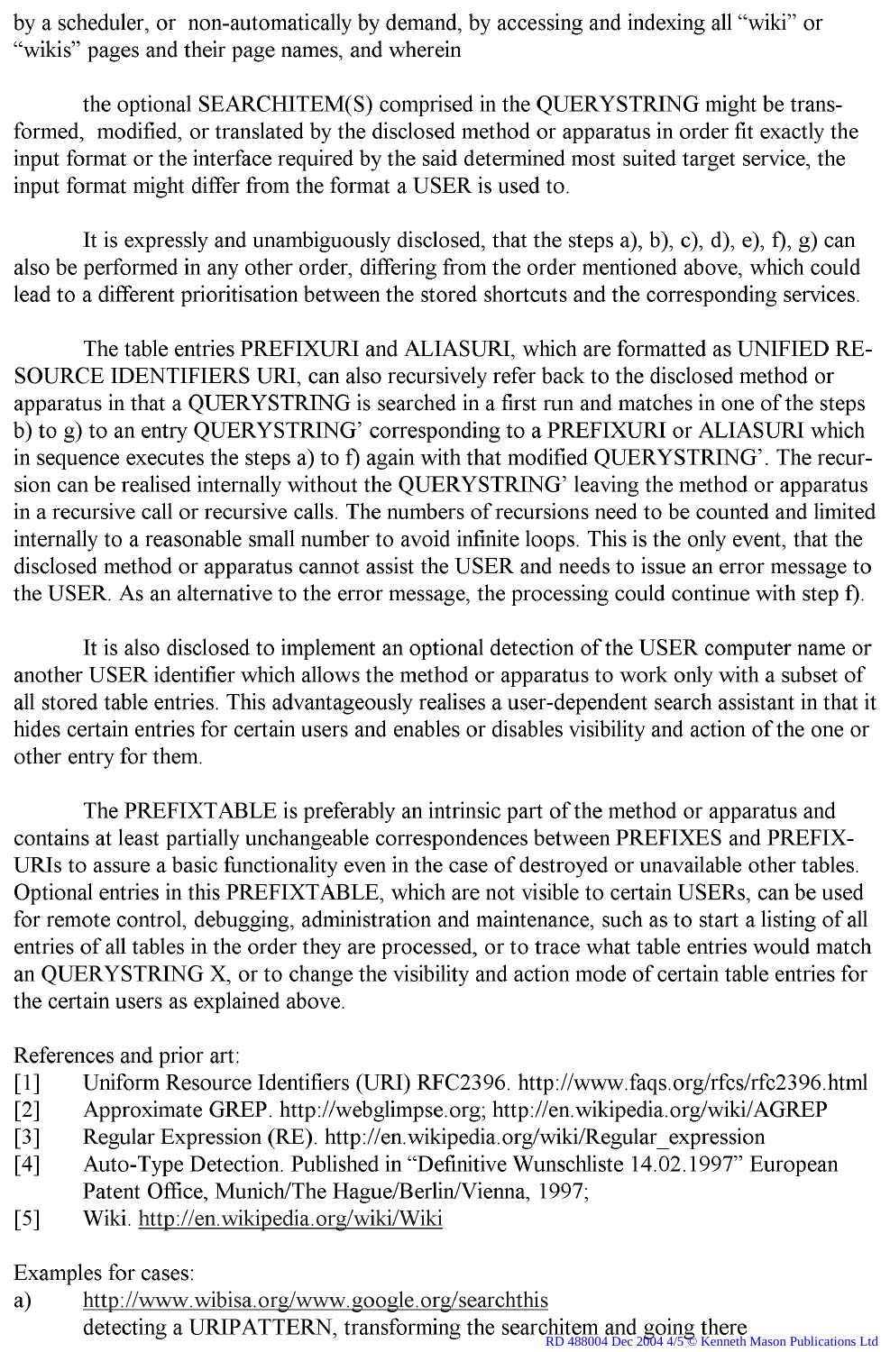by a scheduler, or non-automatically by demand, by accessing and indexing all "wiki" or "wikis" pages and their page names, and wherein

the optional SEARCHITEM(S) comprised in the QUERYSTRING might be transformed, modified, or translated by the disclosed method or apparatus in order fit exactly the input format or the interface required by the said determined most suited target service, the input format might differ from the format a USER is used to.

It is expressly and unambiguously disclosed, that the steps a), b), c), d), e), f), g) can also be performed in any other order, differing from the order mentioned above, which could lead to a different prioritisation between the stored shortcuts and the corresponding services.

The table entries PREFIXURI and ALIASURI, which are formatted as UNIFIED RESOURCE IDENTIFIERS URI, can also recursively refer back to the disclosed method or apparatus in that a QUERYSTRING is searched in a first run and matches in one of the steps b) to g) to an entry QUERYSTRING' corresponding to a PREFIXURI or ALIASURI which in sequence executes the steps a) to f) again with that modified QUERYSTRING'. The recursion can be realised internally without the QUERYSTRING' leaving the method or apparatus in a recursive call or recursive calls. The numbers of recursions need to be counted and limited internally to a reasonable small number to avoid infinite loops. This is the only event, that the disclosed method or apparatus cannot assist the USER and needs to issue an error message to the USER. As an alternative to the error message, the processing could continue with step f).

It is also disclosed to implement an optional detection of the USER computer name or another USER identifier which allows the method or apparatus to work only with a subset of all stored table entries. This advantageously realises a user-dependent search assistant in that it hides certain entries for certain users and enables or disables visibility and action of the one or other entry for them.

The PREFIXTABLE is preferably an intrinsic part of the method or apparatus and contains at least partially unchangeable correspondences between PREFIXES and PREFIXURIs to assure a basic functionality even in the case of destroyed or unavailable other tables. Optional entries in this PREFIXTABLE, which are not visible to certain USERs, can be used for remote control, debugging, administration and maintenance, such as to start a listing of all entries of all tables in the order they are processed, or to trace what table entries would match an QUERYSTRING X, or to change the visibility and action mode of certain table entries for the certain users as explained above.

References and prior art:

[1] Uniform Resource Identifiers (URI) RFC2396. http://www.faqs.org/rfcs/rfc2396.html
[2] Approximate GREP. http://webglimpse.org; http://en.wikipedia.org/wiki/AGREP
[3] Regular Expression (RE). http://en.wikipedia.org/wiki/Regular_expression
[4] Auto-Type Detection. Published in "Definitive Wunschliste 14.02.1997" European Patent Office, Munich/The Hague/Berlin/Vienna, 1997;
[5] Wiki. http://en.wikipedia.org/wiki/Wiki

Examples for cases:

a) http://www.wibisa.org/www.google.org/searchthis
   detecting a URIPATTERN, transforming the searchitem and going there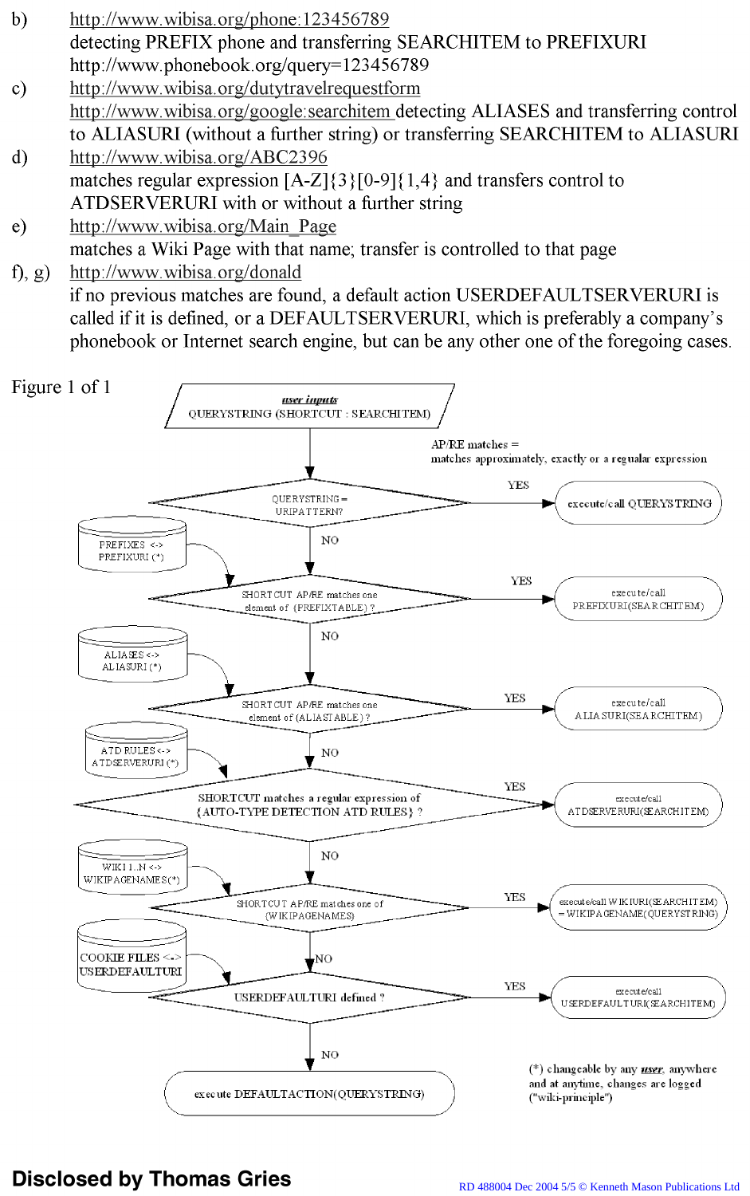b) http://www.wibisa.org/phone:123456789
detecting PREFIX phone and transferring SEARCHITEM to PREFIXURI
http://www.phonebook.org/query=123456789

c) http://www.wibisa.org/dutytravelrequestform
http://www.wibisa.org/google:searchitem detecting ALIASES and transferring control to ALIASURI (without a further string) or transferring SEARCHITEM to ALIASURI

d) http://www.wibisa.org/ABC2396
matches regular expression [A-Z]{3}[0-9]{1,4} and transfers control to ATDSERVERURI with or without a further string

e) http://www.wibisa.org/Main_Page
matches a Wiki Page with that name; transfer is controlled to that page

f), g) http://www.wibisa.org/donald
if no previous matches are found, a default action USERDEFAULTSERVERURI is called if it is defined, or a DEFAULTSERVERURI, which is preferably a company's phonebook or Internet search engine, but can be any other one of the foregoing cases.

Figure 1 of 1

*user inputs*
QUERYSTRING (SHORTCUT : SEARCHITEM)

AP/RE matches =
matches approximately, exactly or a regular expression

QUERYSTRING = URIPATTERN?
YES
execute/call QUERYSTRING
NO

PREFIXES <-> PREFIXURI (*)

SHORTCUT AP/RE matches one element of {PREFIXTABLE} ?
YES
execute/call PREFIXURI(SEARCHITEM)
NO

ALIASES <-> ALIASURI (*)

SHORTCUT AP/RE matches one element of {ALIASTABLE} ?
YES
execute/call ALIASURI(SEARCHITEM)
NO

ATD RULES <-> ATDSERVERURI (*)

SHORTCUT matches a regular expression of {AUTO-TYPE DETECTION ATD RULES} ?
YES
execute/call ATDSERVERURI(SEARCHITEM)
NO

WIKI 1..N <-> WIKIPAGENAMES(*)

SHORTCUT AP/RE matches one of {WIKIPAGENAMES}
YES
execute/call WIKIURI(SEARCHITEM) = WIKIPAGENAME(QUERYSTRING)
NO

COOKIE FILES <-> USERDEFAULTURI

USERDEFAULTURI defined ?
YES
execute/call USERDEFAULTURI(SEARCHITEM)
NO

execute DEFAULTACTION(QUERYSTRING)

(*) changeable by any *user*, anywhere and at anytime, changes are logged ("wiki-principle")

**Disclosed by Thomas Gries**